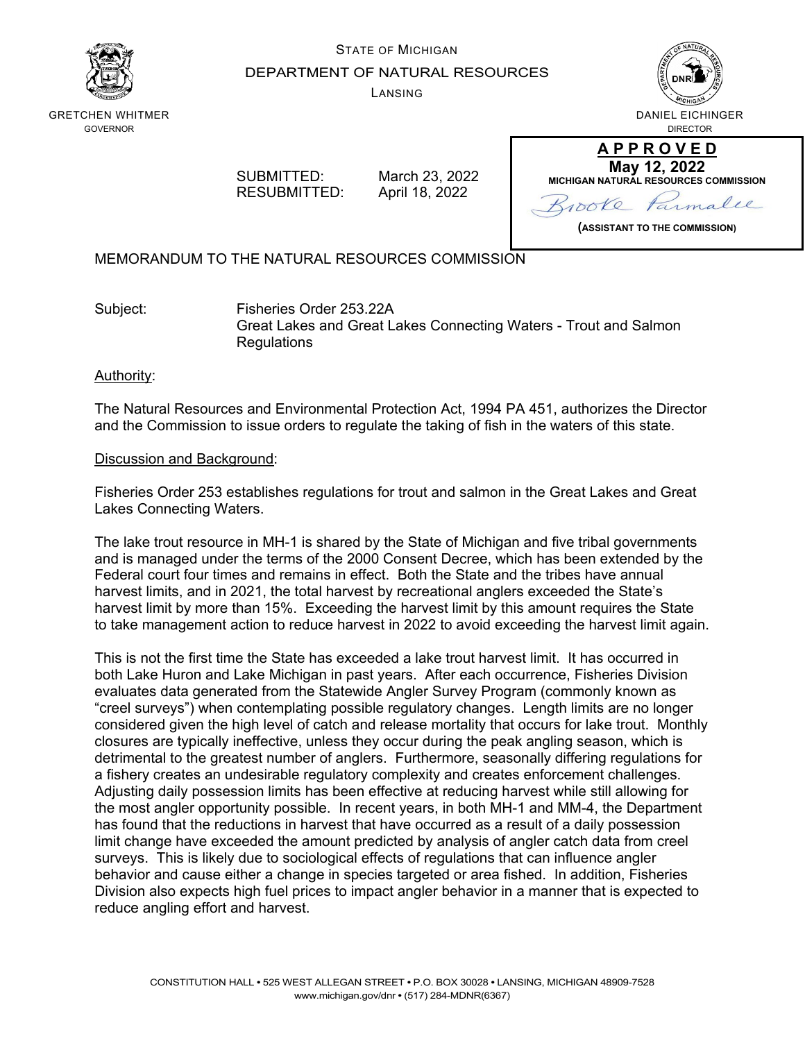STATE OF MICHIGAN

DEPARTMENT OF NATURAL RESOURCES

LANSING

GRETCHEN WHITMER
GOVERNOR

DANIEL EICHINGER
DIRECTOR

**APPROVED**
**May 12, 2022**
**MICHIGAN NATURAL RESOURCES COMMISSION**
Brooke Parmalee
**(ASSISTANT TO THE COMMISSION)**

SUBMITTED: March 23, 2022
RESUBMITTED: April 18, 2022

MEMORANDUM TO THE NATURAL RESOURCES COMMISSION

Subject: Fisheries Order 253.22A
Great Lakes and Great Lakes Connecting Waters - Trout and Salmon Regulations

Authority:

The Natural Resources and Environmental Protection Act, 1994 PA 451, authorizes the Director and the Commission to issue orders to regulate the taking of fish in the waters of this state.

Discussion and Background:

Fisheries Order 253 establishes regulations for trout and salmon in the Great Lakes and Great Lakes Connecting Waters.

The lake trout resource in MH-1 is shared by the State of Michigan and five tribal governments and is managed under the terms of the 2000 Consent Decree, which has been extended by the Federal court four times and remains in effect. Both the State and the tribes have annual harvest limits, and in 2021, the total harvest by recreational anglers exceeded the State's harvest limit by more than 15%. Exceeding the harvest limit by this amount requires the State to take management action to reduce harvest in 2022 to avoid exceeding the harvest limit again.

This is not the first time the State has exceeded a lake trout harvest limit. It has occurred in both Lake Huron and Lake Michigan in past years. After each occurrence, Fisheries Division evaluates data generated from the Statewide Angler Survey Program (commonly known as "creel surveys") when contemplating possible regulatory changes. Length limits are no longer considered given the high level of catch and release mortality that occurs for lake trout. Monthly closures are typically ineffective, unless they occur during the peak angling season, which is detrimental to the greatest number of anglers. Furthermore, seasonally differing regulations for a fishery creates an undesirable regulatory complexity and creates enforcement challenges. Adjusting daily possession limits has been effective at reducing harvest while still allowing for the most angler opportunity possible. In recent years, in both MH-1 and MM-4, the Department has found that the reductions in harvest that have occurred as a result of a daily possession limit change have exceeded the amount predicted by analysis of angler catch data from creel surveys. This is likely due to sociological effects of regulations that can influence angler behavior and cause either a change in species targeted or area fished. In addition, Fisheries Division also expects high fuel prices to impact angler behavior in a manner that is expected to reduce angling effort and harvest.

CONSTITUTION HALL • 525 WEST ALLEGAN STREET • P.O. BOX 30028 • LANSING, MICHIGAN 48909-7528
www.michigan.gov/dnr • (517) 284-MDNR(6367)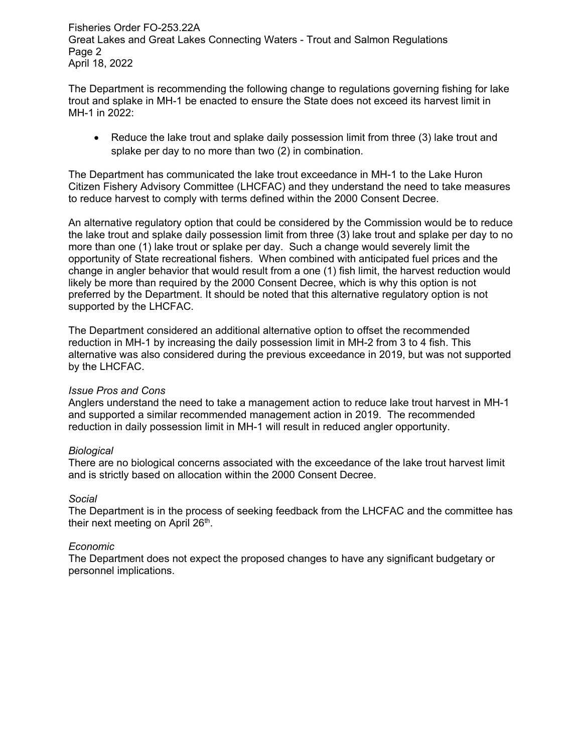The Department is recommending the following change to regulations governing fishing for lake trout and splake in MH-1 be enacted to ensure the State does not exceed its harvest limit in MH-1 in 2022:

- Reduce the lake trout and splake daily possession limit from three (3) lake trout and splake per day to no more than two (2) in combination.

The Department has communicated the lake trout exceedance in MH-1 to the Lake Huron Citizen Fishery Advisory Committee (LHCFAC) and they understand the need to take measures to reduce harvest to comply with terms defined within the 2000 Consent Decree.

An alternative regulatory option that could be considered by the Commission would be to reduce the lake trout and splake daily possession limit from three (3) lake trout and splake per day to no more than one (1) lake trout or splake per day. Such a change would severely limit the opportunity of State recreational fishers. When combined with anticipated fuel prices and the change in angler behavior that would result from a one (1) fish limit, the harvest reduction would likely be more than required by the 2000 Consent Decree, which is why this option is not preferred by the Department. It should be noted that this alternative regulatory option is not supported by the LHCFAC.

The Department considered an additional alternative option to offset the recommended reduction in MH-1 by increasing the daily possession limit in MH-2 from 3 to 4 fish. This alternative was also considered during the previous exceedance in 2019, but was not supported by the LHCFAC.

*Issue Pros and Cons*
Anglers understand the need to take a management action to reduce lake trout harvest in MH-1 and supported a similar recommended management action in 2019. The recommended reduction in daily possession limit in MH-1 will result in reduced angler opportunity.

*Biological*
There are no biological concerns associated with the exceedance of the lake trout harvest limit and is strictly based on allocation within the 2000 Consent Decree.

*Social*
The Department is in the process of seeking feedback from the LHCFAC and the committee has their next meeting on April 26th.

*Economic*
The Department does not expect the proposed changes to have any significant budgetary or personnel implications.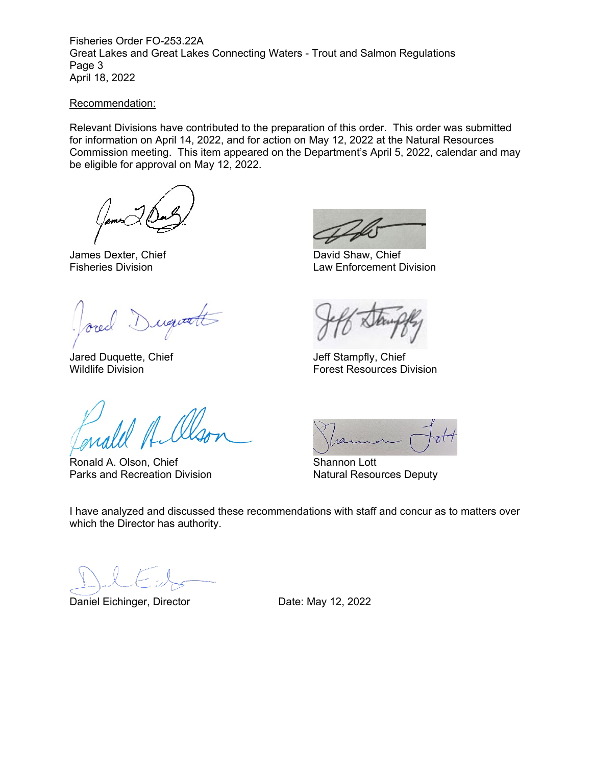Fisheries Order FO-253.22A
Great Lakes and Great Lakes Connecting Waters - Trout and Salmon Regulations
April 18, 2022

Recommendation:

Relevant Divisions have contributed to the preparation of this order. This order was submitted for information on April 14, 2022, and for action on May 12, 2022 at the Natural Resources Commission meeting. This item appeared on the Department's April 5, 2022, calendar and may be eligible for approval on May 12, 2022.

James Dexter, Chief
Fisheries Division

David Shaw, Chief
Law Enforcement Division

Jared Duquette, Chief
Wildlife Division

Jeff Stampfly, Chief
Forest Resources Division

Ronald A. Olson, Chief
Parks and Recreation Division

Shannon Lott
Natural Resources Deputy

I have analyzed and discussed these recommendations with staff and concur as to matters over which the Director has authority.

Daniel Eichinger, Director

Date: May 12, 2022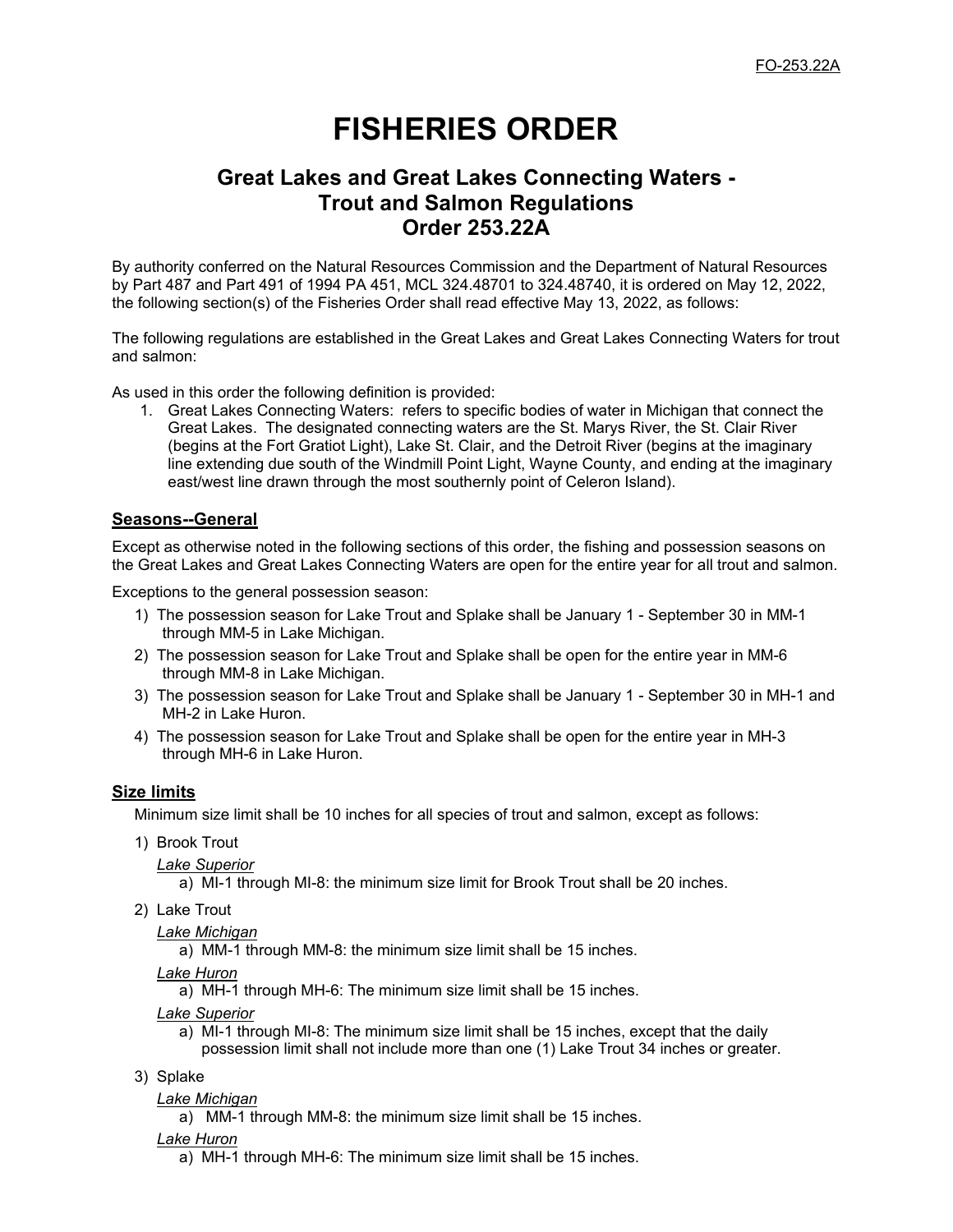FO-253.22A

# FISHERIES ORDER

## Great Lakes and Great Lakes Connecting Waters - Trout and Salmon Regulations Order 253.22A

By authority conferred on the Natural Resources Commission and the Department of Natural Resources by Part 487 and Part 491 of 1994 PA 451, MCL 324.48701 to 324.48740, it is ordered on May 12, 2022, the following section(s) of the Fisheries Order shall read effective May 13, 2022, as follows:

The following regulations are established in the Great Lakes and Great Lakes Connecting Waters for trout and salmon:

As used in this order the following definition is provided:

1. Great Lakes Connecting Waters: refers to specific bodies of water in Michigan that connect the Great Lakes. The designated connecting waters are the St. Marys River, the St. Clair River (begins at the Fort Gratiot Light), Lake St. Clair, and the Detroit River (begins at the imaginary line extending due south of the Windmill Point Light, Wayne County, and ending at the imaginary east/west line drawn through the most southernly point of Celeron Island).

### Seasons--General

Except as otherwise noted in the following sections of this order, the fishing and possession seasons on the Great Lakes and Great Lakes Connecting Waters are open for the entire year for all trout and salmon.

Exceptions to the general possession season:

1) The possession season for Lake Trout and Splake shall be January 1 - September 30 in MM-1 through MM-5 in Lake Michigan.
2) The possession season for Lake Trout and Splake shall be open for the entire year in MM-6 through MM-8 in Lake Michigan.
3) The possession season for Lake Trout and Splake shall be January 1 - September 30 in MH-1 and MH-2 in Lake Huron.
4) The possession season for Lake Trout and Splake shall be open for the entire year in MH-3 through MH-6 in Lake Huron.

### Size limits

Minimum size limit shall be 10 inches for all species of trout and salmon, except as follows:

1) Brook Trout

   *Lake Superior*

   a) MI-1 through MI-8: the minimum size limit for Brook Trout shall be 20 inches.

2) Lake Trout

   *Lake Michigan*

   a) MM-1 through MM-8: the minimum size limit shall be 15 inches.

   *Lake Huron*

   a) MH-1 through MH-6: The minimum size limit shall be 15 inches.

   *Lake Superior*

   a) MI-1 through MI-8: The minimum size limit shall be 15 inches, except that the daily possession limit shall not include more than one (1) Lake Trout 34 inches or greater.

3) Splake

   *Lake Michigan*

   a) MM-1 through MM-8: the minimum size limit shall be 15 inches.

   *Lake Huron*

   a) MH-1 through MH-6: The minimum size limit shall be 15 inches.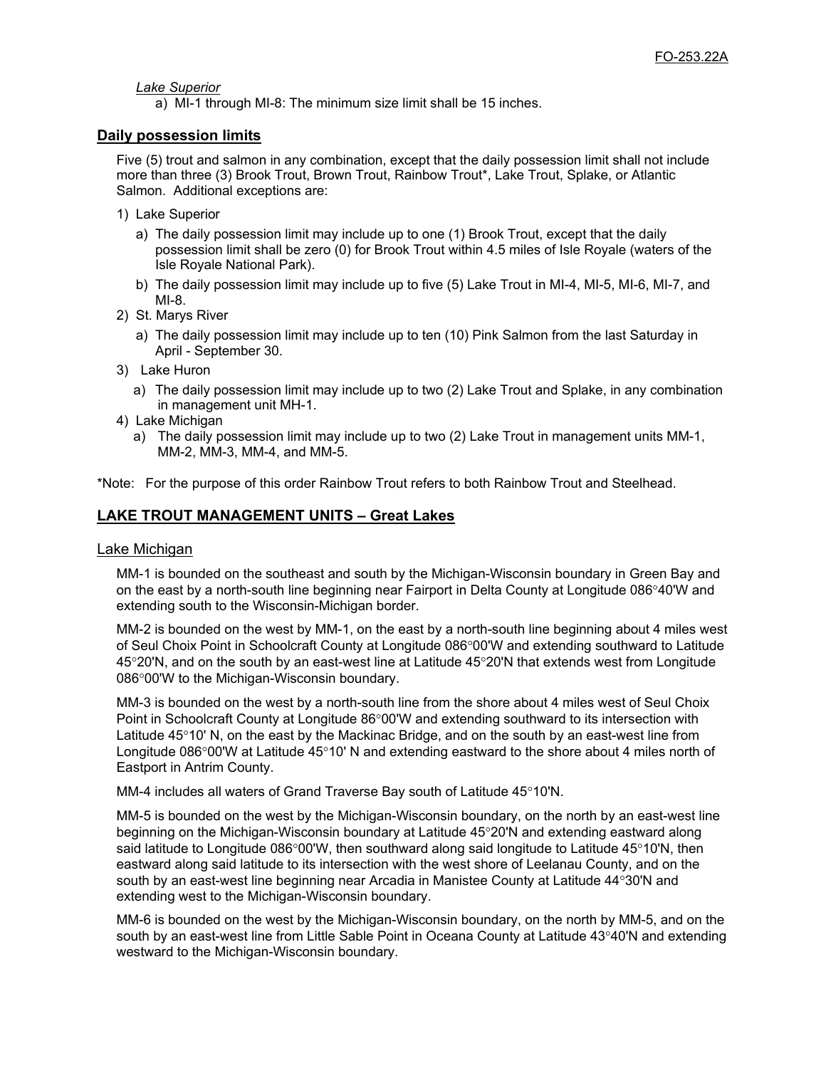*Lake Superior*

a) MI-1 through MI-8: The minimum size limit shall be 15 inches.

## Daily possession limits

Five (5) trout and salmon in any combination, except that the daily possession limit shall not include more than three (3) Brook Trout, Brown Trout, Rainbow Trout*, Lake Trout, Splake, or Atlantic Salmon. Additional exceptions are:

1) Lake Superior
   a) The daily possession limit may include up to one (1) Brook Trout, except that the daily possession limit shall be zero (0) for Brook Trout within 4.5 miles of Isle Royale (waters of the Isle Royale National Park).
   b) The daily possession limit may include up to five (5) Lake Trout in MI-4, MI-5, MI-6, MI-7, and MI-8.
2) St. Marys River
   a) The daily possession limit may include up to ten (10) Pink Salmon from the last Saturday in April - September 30.
3) Lake Huron
   a) The daily possession limit may include up to two (2) Lake Trout and Splake, in any combination in management unit MH-1.
4) Lake Michigan
   a) The daily possession limit may include up to two (2) Lake Trout in management units MM-1, MM-2, MM-3, MM-4, and MM-5.

*Note: For the purpose of this order Rainbow Trout refers to both Rainbow Trout and Steelhead.

## LAKE TROUT MANAGEMENT UNITS – Great Lakes

### Lake Michigan

MM-1 is bounded on the southeast and south by the Michigan-Wisconsin boundary in Green Bay and on the east by a north-south line beginning near Fairport in Delta County at Longitude 086°40'W and extending south to the Wisconsin-Michigan border.

MM-2 is bounded on the west by MM-1, on the east by a north-south line beginning about 4 miles west of Seul Choix Point in Schoolcraft County at Longitude 086°00'W and extending southward to Latitude 45°20'N, and on the south by an east-west line at Latitude 45°20'N that extends west from Longitude 086°00'W to the Michigan-Wisconsin boundary.

MM-3 is bounded on the west by a north-south line from the shore about 4 miles west of Seul Choix Point in Schoolcraft County at Longitude 86°00'W and extending southward to its intersection with Latitude 45°10' N, on the east by the Mackinac Bridge, and on the south by an east-west line from Longitude 086°00'W at Latitude 45°10' N and extending eastward to the shore about 4 miles north of Eastport in Antrim County.

MM-4 includes all waters of Grand Traverse Bay south of Latitude 45°10'N.

MM-5 is bounded on the west by the Michigan-Wisconsin boundary, on the north by an east-west line beginning on the Michigan-Wisconsin boundary at Latitude 45°20'N and extending eastward along said latitude to Longitude 086°00'W, then southward along said longitude to Latitude 45°10'N, then eastward along said latitude to its intersection with the west shore of Leelanau County, and on the south by an east-west line beginning near Arcadia in Manistee County at Latitude 44°30'N and extending west to the Michigan-Wisconsin boundary.

MM-6 is bounded on the west by the Michigan-Wisconsin boundary, on the north by MM-5, and on the south by an east-west line from Little Sable Point in Oceana County at Latitude 43°40'N and extending westward to the Michigan-Wisconsin boundary.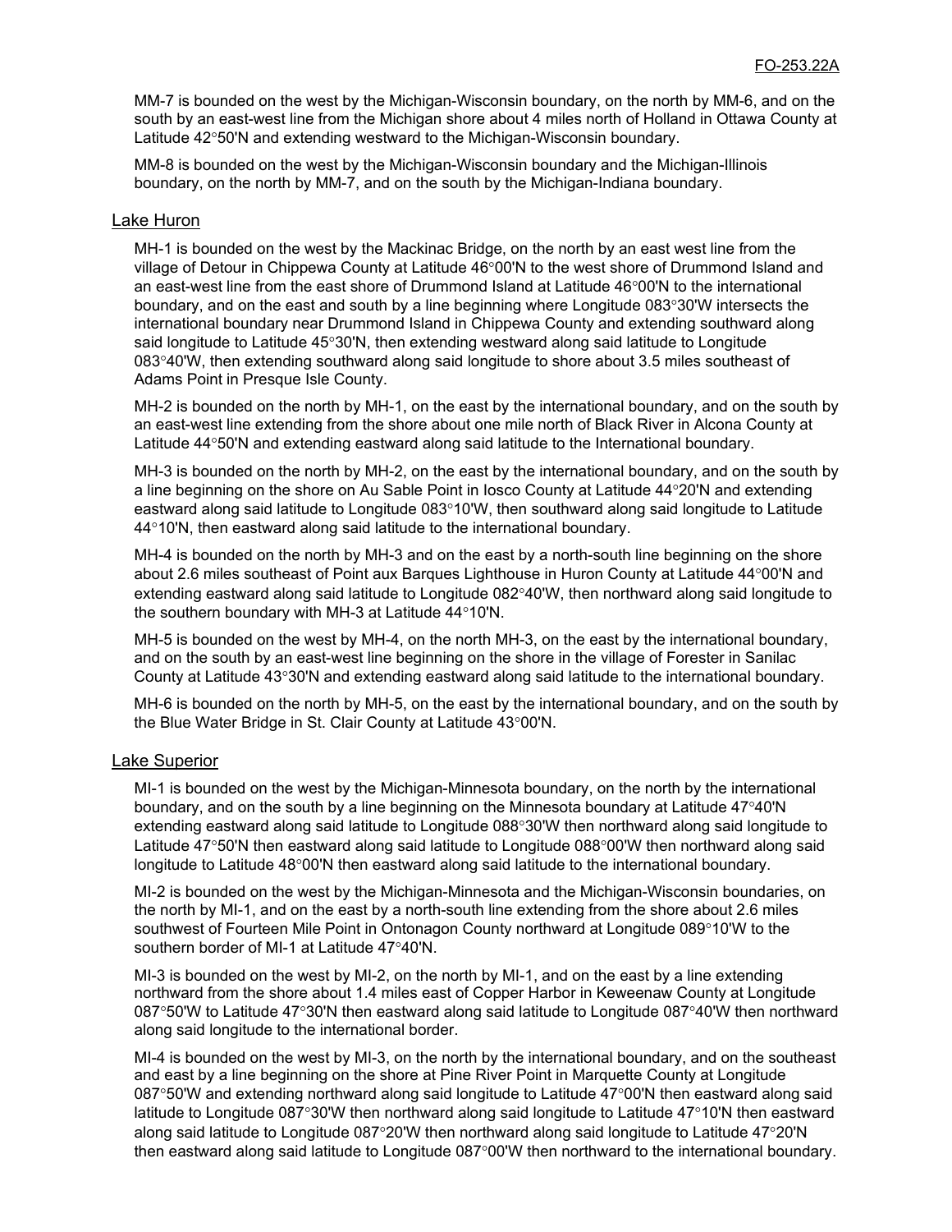MM-7 is bounded on the west by the Michigan-Wisconsin boundary, on the north by MM-6, and on the south by an east-west line from the Michigan shore about 4 miles north of Holland in Ottawa County at Latitude 42°50'N and extending westward to the Michigan-Wisconsin boundary.

MM-8 is bounded on the west by the Michigan-Wisconsin boundary and the Michigan-Illinois boundary, on the north by MM-7, and on the south by the Michigan-Indiana boundary.

## Lake Huron

MH-1 is bounded on the west by the Mackinac Bridge, on the north by an east west line from the village of Detour in Chippewa County at Latitude 46°00'N to the west shore of Drummond Island and an east-west line from the east shore of Drummond Island at Latitude 46°00'N to the international boundary, and on the east and south by a line beginning where Longitude 083°30'W intersects the international boundary near Drummond Island in Chippewa County and extending southward along said longitude to Latitude 45°30'N, then extending westward along said latitude to Longitude 083°40'W, then extending southward along said longitude to shore about 3.5 miles southeast of Adams Point in Presque Isle County.

MH-2 is bounded on the north by MH-1, on the east by the international boundary, and on the south by an east-west line extending from the shore about one mile north of Black River in Alcona County at Latitude 44°50'N and extending eastward along said latitude to the International boundary.

MH-3 is bounded on the north by MH-2, on the east by the international boundary, and on the south by a line beginning on the shore on Au Sable Point in Iosco County at Latitude 44°20'N and extending eastward along said latitude to Longitude 083°10'W, then southward along said longitude to Latitude 44°10'N, then eastward along said latitude to the international boundary.

MH-4 is bounded on the north by MH-3 and on the east by a north-south line beginning on the shore about 2.6 miles southeast of Point aux Barques Lighthouse in Huron County at Latitude 44°00'N and extending eastward along said latitude to Longitude 082°40'W, then northward along said longitude to the southern boundary with MH-3 at Latitude 44°10'N.

MH-5 is bounded on the west by MH-4, on the north MH-3, on the east by the international boundary, and on the south by an east-west line beginning on the shore in the village of Forester in Sanilac County at Latitude 43°30'N and extending eastward along said latitude to the international boundary.

MH-6 is bounded on the north by MH-5, on the east by the international boundary, and on the south by the Blue Water Bridge in St. Clair County at Latitude 43°00'N.

## Lake Superior

MI-1 is bounded on the west by the Michigan-Minnesota boundary, on the north by the international boundary, and on the south by a line beginning on the Minnesota boundary at Latitude 47°40'N extending eastward along said latitude to Longitude 088°30'W then northward along said longitude to Latitude 47°50'N then eastward along said latitude to Longitude 088°00'W then northward along said longitude to Latitude 48°00'N then eastward along said latitude to the international boundary.

MI-2 is bounded on the west by the Michigan-Minnesota and the Michigan-Wisconsin boundaries, on the north by MI-1, and on the east by a north-south line extending from the shore about 2.6 miles southwest of Fourteen Mile Point in Ontonagon County northward at Longitude 089°10'W to the southern border of MI-1 at Latitude 47°40'N.

MI-3 is bounded on the west by MI-2, on the north by MI-1, and on the east by a line extending northward from the shore about 1.4 miles east of Copper Harbor in Keweenaw County at Longitude 087°50'W to Latitude 47°30'N then eastward along said latitude to Longitude 087°40'W then northward along said longitude to the international border.

MI-4 is bounded on the west by MI-3, on the north by the international boundary, and on the southeast and east by a line beginning on the shore at Pine River Point in Marquette County at Longitude 087°50'W and extending northward along said longitude to Latitude 47°00'N then eastward along said latitude to Longitude 087°30'W then northward along said longitude to Latitude 47°10'N then eastward along said latitude to Longitude 087°20'W then northward along said longitude to Latitude 47°20'N then eastward along said latitude to Longitude 087°00'W then northward to the international boundary.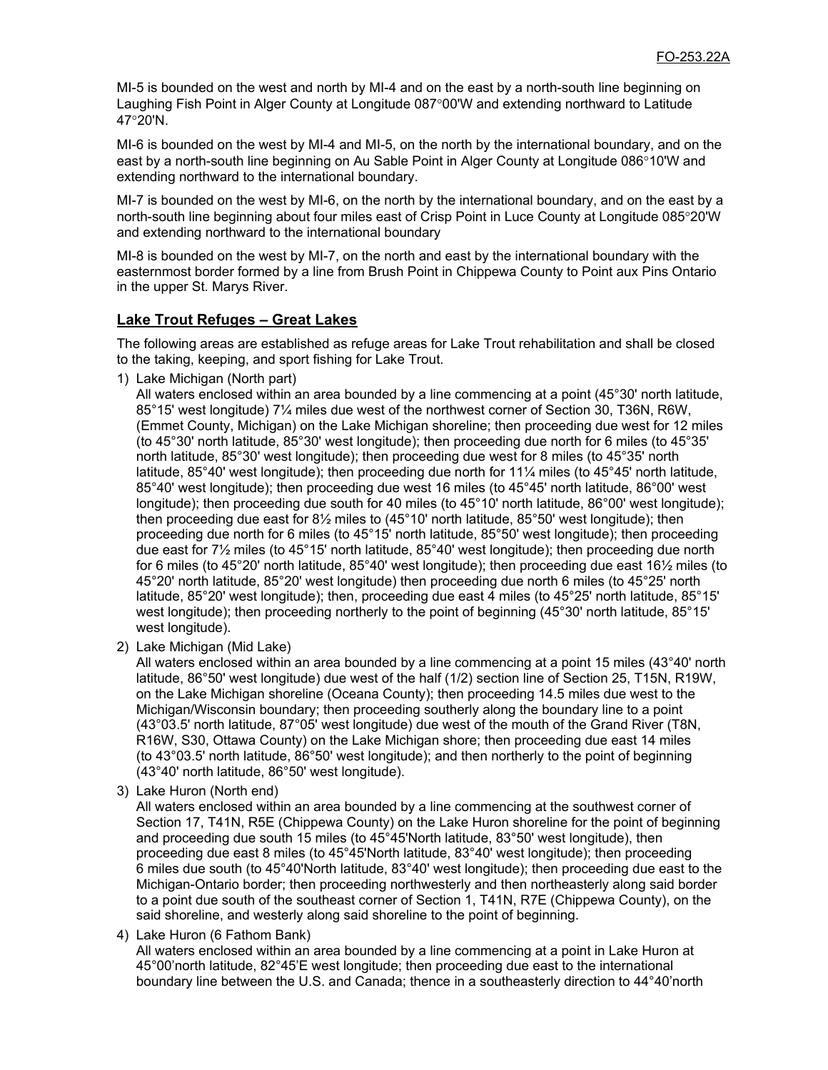MI-5 is bounded on the west and north by MI-4 and on the east by a north-south line beginning on Laughing Fish Point in Alger County at Longitude 087°00'W and extending northward to Latitude 47°20'N.

MI-6 is bounded on the west by MI-4 and MI-5, on the north by the international boundary, and on the east by a north-south line beginning on Au Sable Point in Alger County at Longitude 086°10'W and extending northward to the international boundary.

MI-7 is bounded on the west by MI-6, on the north by the international boundary, and on the east by a north-south line beginning about four miles east of Crisp Point in Luce County at Longitude 085°20'W and extending northward to the international boundary

MI-8 is bounded on the west by MI-7, on the north and east by the international boundary with the easternmost border formed by a line from Brush Point in Chippewa County to Point aux Pins Ontario in the upper St. Marys River.

## Lake Trout Refuges – Great Lakes

The following areas are established as refuge areas for Lake Trout rehabilitation and shall be closed to the taking, keeping, and sport fishing for Lake Trout.

1) Lake Michigan (North part)
   All waters enclosed within an area bounded by a line commencing at a point (45°30' north latitude, 85°15' west longitude) 7¼ miles due west of the northwest corner of Section 30, T36N, R6W, (Emmet County, Michigan) on the Lake Michigan shoreline; then proceeding due west for 12 miles (to 45°30' north latitude, 85°30' west longitude); then proceeding due north for 6 miles (to 45°35' north latitude, 85°30' west longitude); then proceeding due west for 8 miles (to 45°35' north latitude, 85°40' west longitude); then proceeding due north for 11¼ miles (to 45°45' north latitude, 85°40' west longitude); then proceeding due west 16 miles (to 45°45' north latitude, 86°00' west longitude); then proceeding due south for 40 miles (to 45°10' north latitude, 86°00' west longitude); then proceeding due east for 8½ miles to (45°10' north latitude, 85°50' west longitude); then proceeding due north for 6 miles (to 45°15' north latitude, 85°50' west longitude); then proceeding due east for 7½ miles (to 45°15' north latitude, 85°40' west longitude); then proceeding due north for 6 miles (to 45°20' north latitude, 85°40' west longitude); then proceeding due east 16½ miles (to 45°20' north latitude, 85°20' west longitude) then proceeding due north 6 miles (to 45°25' north latitude, 85°20' west longitude); then, proceeding due east 4 miles (to 45°25' north latitude, 85°15' west longitude); then proceeding northerly to the point of beginning (45°30' north latitude, 85°15' west longitude).

2) Lake Michigan (Mid Lake)
   All waters enclosed within an area bounded by a line commencing at a point 15 miles (43°40' north latitude, 86°50' west longitude) due west of the half (1/2) section line of Section 25, T15N, R19W, on the Lake Michigan shoreline (Oceana County); then proceeding 14.5 miles due west to the Michigan/Wisconsin boundary; then proceeding southerly along the boundary line to a point (43°03.5' north latitude, 87°05' west longitude) due west of the mouth of the Grand River (T8N, R16W, S30, Ottawa County) on the Lake Michigan shore; then proceeding due east 14 miles (to 43°03.5' north latitude, 86°50' west longitude); and then northerly to the point of beginning (43°40' north latitude, 86°50' west longitude).

3) Lake Huron (North end)
   All waters enclosed within an area bounded by a line commencing at the southwest corner of Section 17, T41N, R5E (Chippewa County) on the Lake Huron shoreline for the point of beginning and proceeding due south 15 miles (to 45°45'North latitude, 83°50' west longitude), then proceeding due east 8 miles (to 45°45'North latitude, 83°40' west longitude); then proceeding 6 miles due south (to 45°40'North latitude, 83°40' west longitude); then proceeding due east to the Michigan-Ontario border; then proceeding northwesterly and then northeasterly along said border to a point due south of the southeast corner of Section 1, T41N, R7E (Chippewa County), on the said shoreline, and westerly along said shoreline to the point of beginning.

4) Lake Huron (6 Fathom Bank)
   All waters enclosed within an area bounded by a line commencing at a point in Lake Huron at 45°00'north latitude, 82°45'E west longitude; then proceeding due east to the international boundary line between the U.S. and Canada; thence in a southeasterly direction to 44°40'north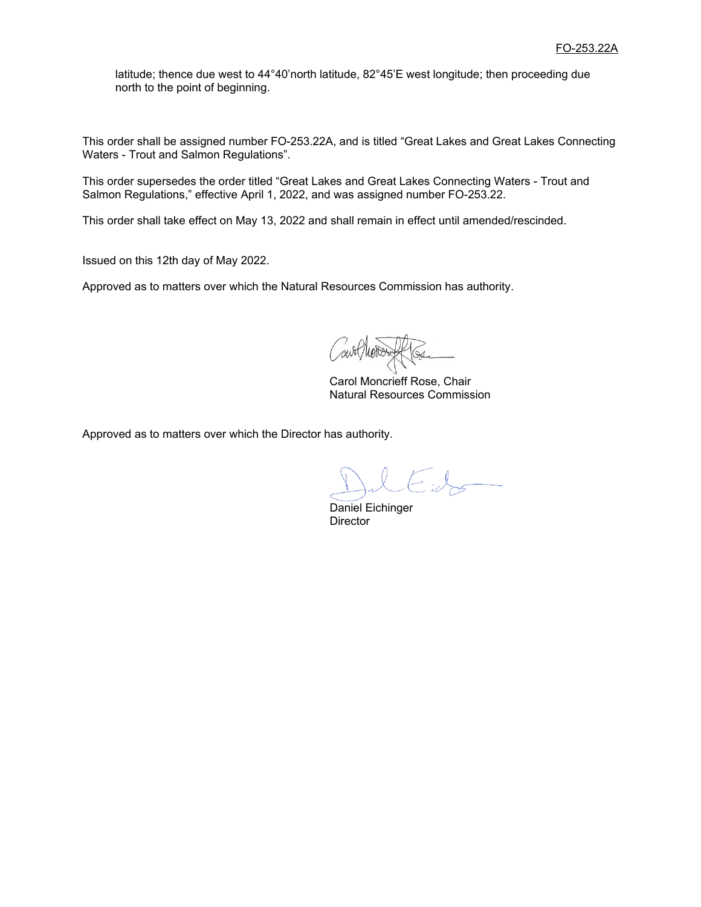latitude; thence due west to 44°40'north latitude, 82°45'E west longitude; then proceeding due north to the point of beginning.

This order shall be assigned number FO-253.22A, and is titled "Great Lakes and Great Lakes Connecting Waters - Trout and Salmon Regulations".

This order supersedes the order titled "Great Lakes and Great Lakes Connecting Waters - Trout and Salmon Regulations," effective April 1, 2022, and was assigned number FO-253.22.

This order shall take effect on May 13, 2022 and shall remain in effect until amended/rescinded.

Issued on this 12th day of May 2022.

Approved as to matters over which the Natural Resources Commission has authority.

Carol Moncrieff Rose, Chair
Natural Resources Commission

Approved as to matters over which the Director has authority.

Daniel Eichinger
Director